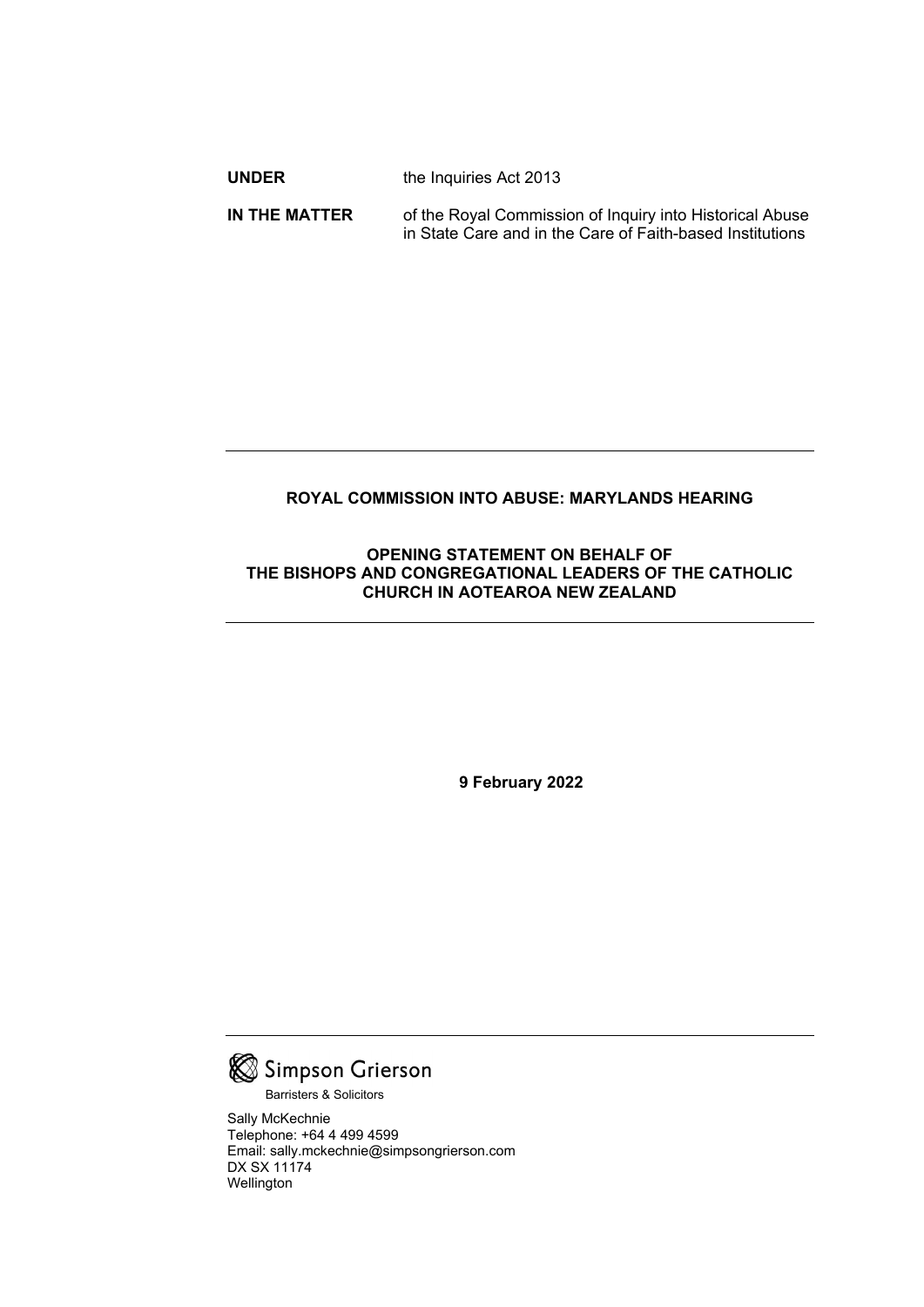**UNDER** the Inquiries Act 2013

**IN THE MATTER** of the Royal Commission of Inquiry into Historical Abuse in State Care and in the Care of Faith-based Institutions

---

**ROYAL COMMISSION INTO ABUSE: MARYLANDS HEARING**

**OPENING STATEMENT ON BEHALF OF THE BISHOPS AND CONGREGATIONAL LEADERS OF THE CATHOLIC CHURCH IN AOTEAROA NEW ZEALAND**

---

**9 February 2022**

---

Simpson Grierson

Barristers & Solicitors

Sally McKechnie
Telephone: +64 4 499 4599
Email: sally.mckechnie@simpsongrierson.com
DX SX 11174
Wellington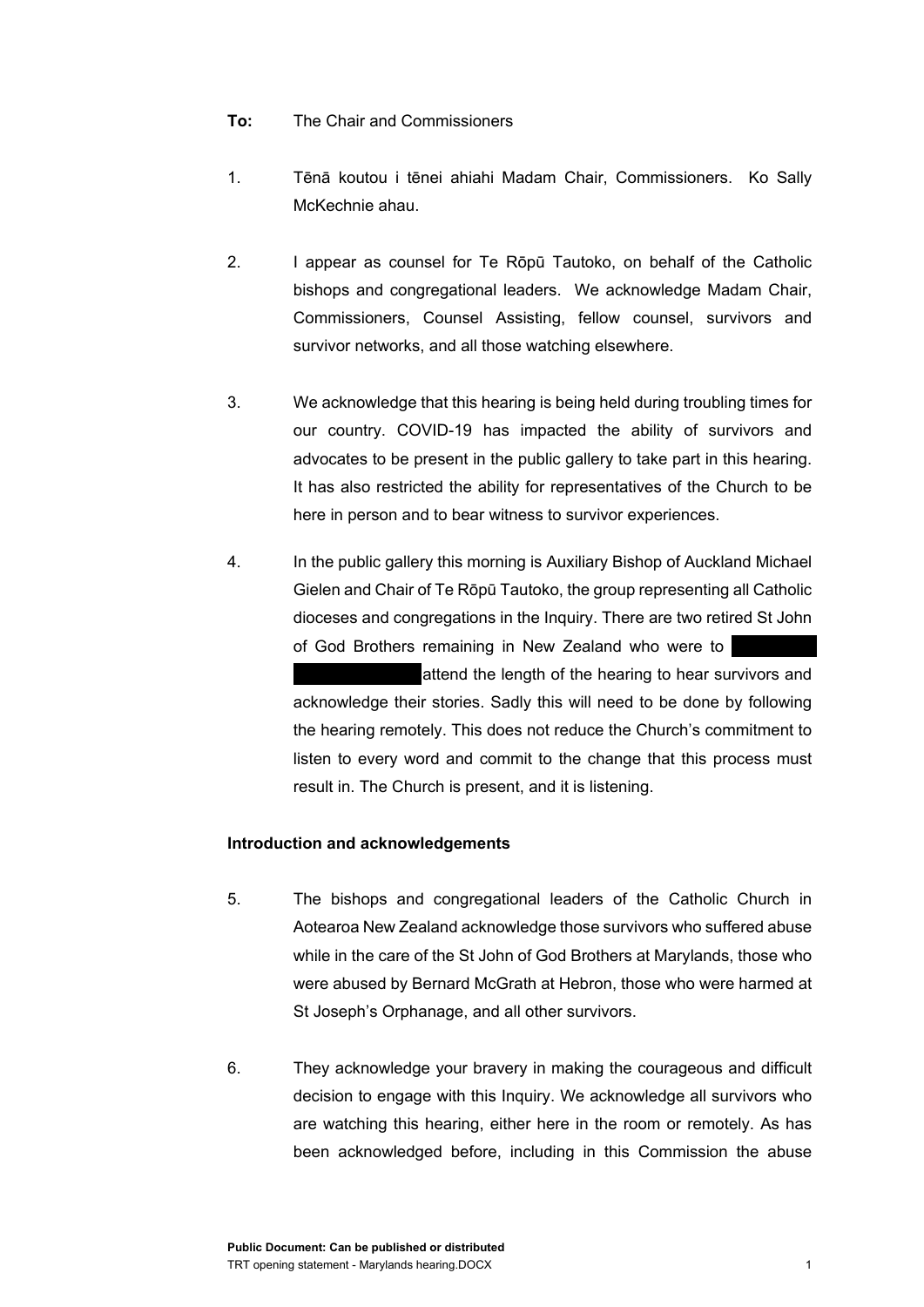**To:** The Chair and Commissioners

1. Tēnā koutou i tēnei ahiahi Madam Chair, Commissioners. Ko Sally McKechnie ahau.

2. I appear as counsel for Te Rōpū Tautoko, on behalf of the Catholic bishops and congregational leaders. We acknowledge Madam Chair, Commissioners, Counsel Assisting, fellow counsel, survivors and survivor networks, and all those watching elsewhere.

3. We acknowledge that this hearing is being held during troubling times for our country. COVID-19 has impacted the ability of survivors and advocates to be present in the public gallery to take part in this hearing. It has also restricted the ability for representatives of the Church to be here in person and to bear witness to survivor experiences.

4. In the public gallery this morning is Auxiliary Bishop of Auckland Michael Gielen and Chair of Te Rōpū Tautoko, the group representing all Catholic dioceses and congregations in the Inquiry. There are two retired St John of God Brothers remaining in New Zealand who were to [redacted] attend the length of the hearing to hear survivors and acknowledge their stories. Sadly this will need to be done by following the hearing remotely. This does not reduce the Church's commitment to listen to every word and commit to the change that this process must result in. The Church is present, and it is listening.

**Introduction and acknowledgements**

5. The bishops and congregational leaders of the Catholic Church in Aotearoa New Zealand acknowledge those survivors who suffered abuse while in the care of the St John of God Brothers at Marylands, those who were abused by Bernard McGrath at Hebron, those who were harmed at St Joseph's Orphanage, and all other survivors.

6. They acknowledge your bravery in making the courageous and difficult decision to engage with this Inquiry. We acknowledge all survivors who are watching this hearing, either here in the room or remotely. As has been acknowledged before, including in this Commission the abuse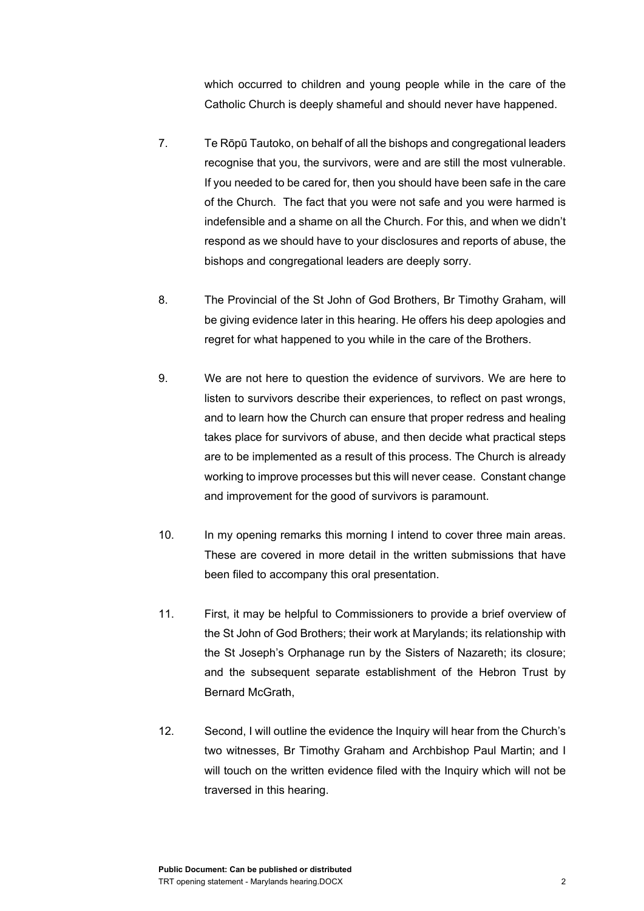which occurred to children and young people while in the care of the Catholic Church is deeply shameful and should never have happened.

7. Te Rōpū Tautoko, on behalf of all the bishops and congregational leaders recognise that you, the survivors, were and are still the most vulnerable. If you needed to be cared for, then you should have been safe in the care of the Church. The fact that you were not safe and you were harmed is indefensible and a shame on all the Church. For this, and when we didn't respond as we should have to your disclosures and reports of abuse, the bishops and congregational leaders are deeply sorry.

8. The Provincial of the St John of God Brothers, Br Timothy Graham, will be giving evidence later in this hearing. He offers his deep apologies and regret for what happened to you while in the care of the Brothers.

9. We are not here to question the evidence of survivors. We are here to listen to survivors describe their experiences, to reflect on past wrongs, and to learn how the Church can ensure that proper redress and healing takes place for survivors of abuse, and then decide what practical steps are to be implemented as a result of this process. The Church is already working to improve processes but this will never cease. Constant change and improvement for the good of survivors is paramount.

10. In my opening remarks this morning I intend to cover three main areas. These are covered in more detail in the written submissions that have been filed to accompany this oral presentation.

11. First, it may be helpful to Commissioners to provide a brief overview of the St John of God Brothers; their work at Marylands; its relationship with the St Joseph's Orphanage run by the Sisters of Nazareth; its closure; and the subsequent separate establishment of the Hebron Trust by Bernard McGrath,

12. Second, I will outline the evidence the Inquiry will hear from the Church's two witnesses, Br Timothy Graham and Archbishop Paul Martin; and I will touch on the written evidence filed with the Inquiry which will not be traversed in this hearing.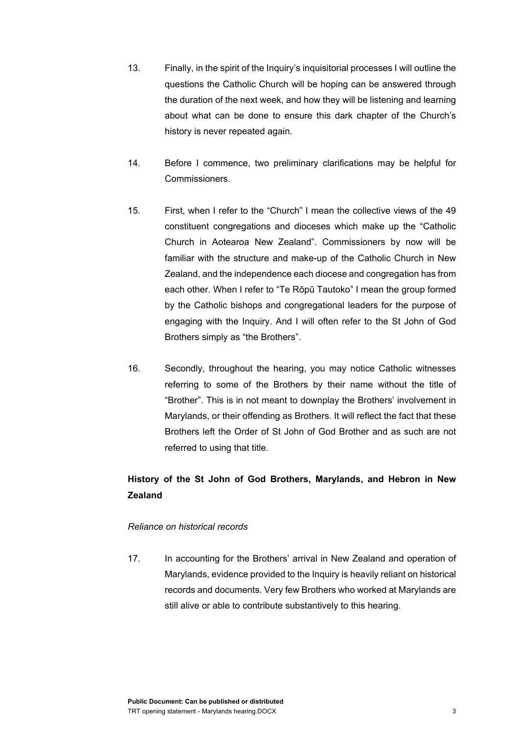13. Finally, in the spirit of the Inquiry's inquisitorial processes I will outline the questions the Catholic Church will be hoping can be answered through the duration of the next week, and how they will be listening and learning about what can be done to ensure this dark chapter of the Church's history is never repeated again.

14. Before I commence, two preliminary clarifications may be helpful for Commissioners.

15. First, when I refer to the "Church" I mean the collective views of the 49 constituent congregations and dioceses which make up the "Catholic Church in Aotearoa New Zealand". Commissioners by now will be familiar with the structure and make-up of the Catholic Church in New Zealand, and the independence each diocese and congregation has from each other. When I refer to "Te Rōpū Tautoko" I mean the group formed by the Catholic bishops and congregational leaders for the purpose of engaging with the Inquiry. And I will often refer to the St John of God Brothers simply as "the Brothers".

16. Secondly, throughout the hearing, you may notice Catholic witnesses referring to some of the Brothers by their name without the title of "Brother". This is in not meant to downplay the Brothers' involvement in Marylands, or their offending as Brothers. It will reflect the fact that these Brothers left the Order of St John of God Brother and as such are not referred to using that title.

## History of the St John of God Brothers, Marylands, and Hebron in New Zealand

*Reliance on historical records*

17. In accounting for the Brothers' arrival in New Zealand and operation of Marylands, evidence provided to the Inquiry is heavily reliant on historical records and documents. Very few Brothers who worked at Marylands are still alive or able to contribute substantively to this hearing.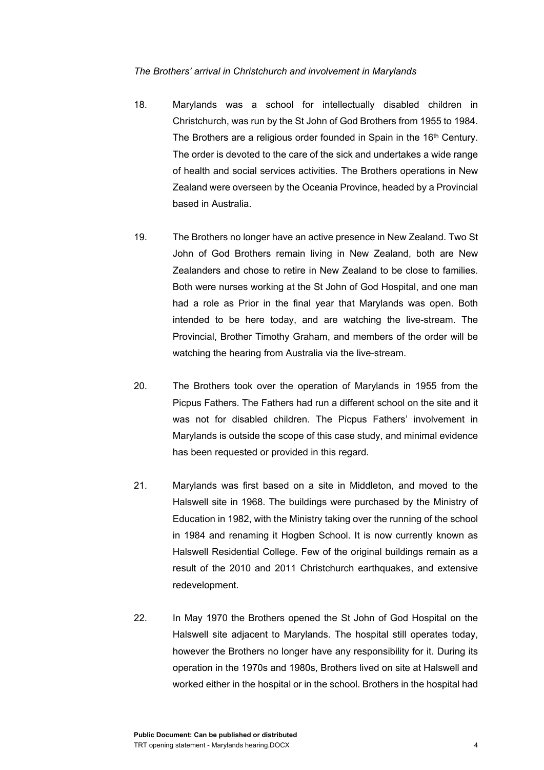*The Brothers' arrival in Christchurch and involvement in Marylands*

18. Marylands was a school for intellectually disabled children in Christchurch, was run by the St John of God Brothers from 1955 to 1984. The Brothers are a religious order founded in Spain in the 16th Century. The order is devoted to the care of the sick and undertakes a wide range of health and social services activities. The Brothers operations in New Zealand were overseen by the Oceania Province, headed by a Provincial based in Australia.

19. The Brothers no longer have an active presence in New Zealand. Two St John of God Brothers remain living in New Zealand, both are New Zealanders and chose to retire in New Zealand to be close to families. Both were nurses working at the St John of God Hospital, and one man had a role as Prior in the final year that Marylands was open. Both intended to be here today, and are watching the live-stream. The Provincial, Brother Timothy Graham, and members of the order will be watching the hearing from Australia via the live-stream.

20. The Brothers took over the operation of Marylands in 1955 from the Picpus Fathers. The Fathers had run a different school on the site and it was not for disabled children. The Picpus Fathers' involvement in Marylands is outside the scope of this case study, and minimal evidence has been requested or provided in this regard.

21. Marylands was first based on a site in Middleton, and moved to the Halswell site in 1968. The buildings were purchased by the Ministry of Education in 1982, with the Ministry taking over the running of the school in 1984 and renaming it Hogben School. It is now currently known as Halswell Residential College. Few of the original buildings remain as a result of the 2010 and 2011 Christchurch earthquakes, and extensive redevelopment.

22. In May 1970 the Brothers opened the St John of God Hospital on the Halswell site adjacent to Marylands. The hospital still operates today, however the Brothers no longer have any responsibility for it. During its operation in the 1970s and 1980s, Brothers lived on site at Halswell and worked either in the hospital or in the school. Brothers in the hospital had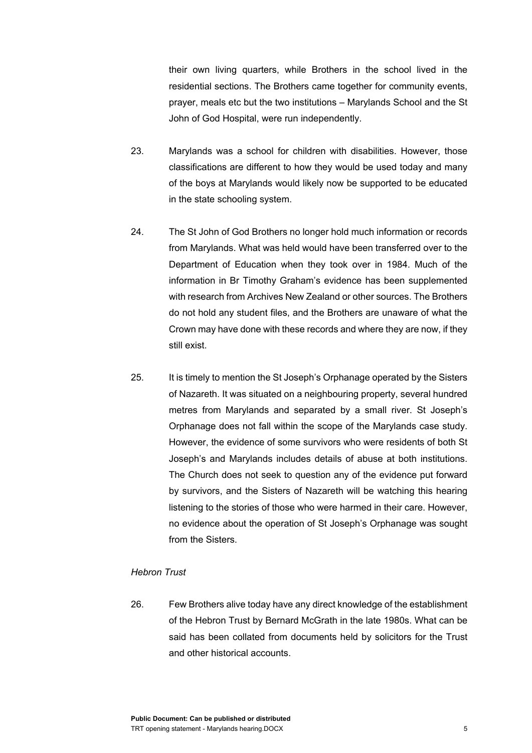their own living quarters, while Brothers in the school lived in the residential sections. The Brothers came together for community events, prayer, meals etc but the two institutions – Marylands School and the St John of God Hospital, were run independently.

23. Marylands was a school for children with disabilities. However, those classifications are different to how they would be used today and many of the boys at Marylands would likely now be supported to be educated in the state schooling system.

24. The St John of God Brothers no longer hold much information or records from Marylands. What was held would have been transferred over to the Department of Education when they took over in 1984. Much of the information in Br Timothy Graham's evidence has been supplemented with research from Archives New Zealand or other sources. The Brothers do not hold any student files, and the Brothers are unaware of what the Crown may have done with these records and where they are now, if they still exist.

25. It is timely to mention the St Joseph's Orphanage operated by the Sisters of Nazareth. It was situated on a neighbouring property, several hundred metres from Marylands and separated by a small river. St Joseph's Orphanage does not fall within the scope of the Marylands case study. However, the evidence of some survivors who were residents of both St Joseph's and Marylands includes details of abuse at both institutions. The Church does not seek to question any of the evidence put forward by survivors, and the Sisters of Nazareth will be watching this hearing listening to the stories of those who were harmed in their care. However, no evidence about the operation of St Joseph's Orphanage was sought from the Sisters.

*Hebron Trust*

26. Few Brothers alive today have any direct knowledge of the establishment of the Hebron Trust by Bernard McGrath in the late 1980s. What can be said has been collated from documents held by solicitors for the Trust and other historical accounts.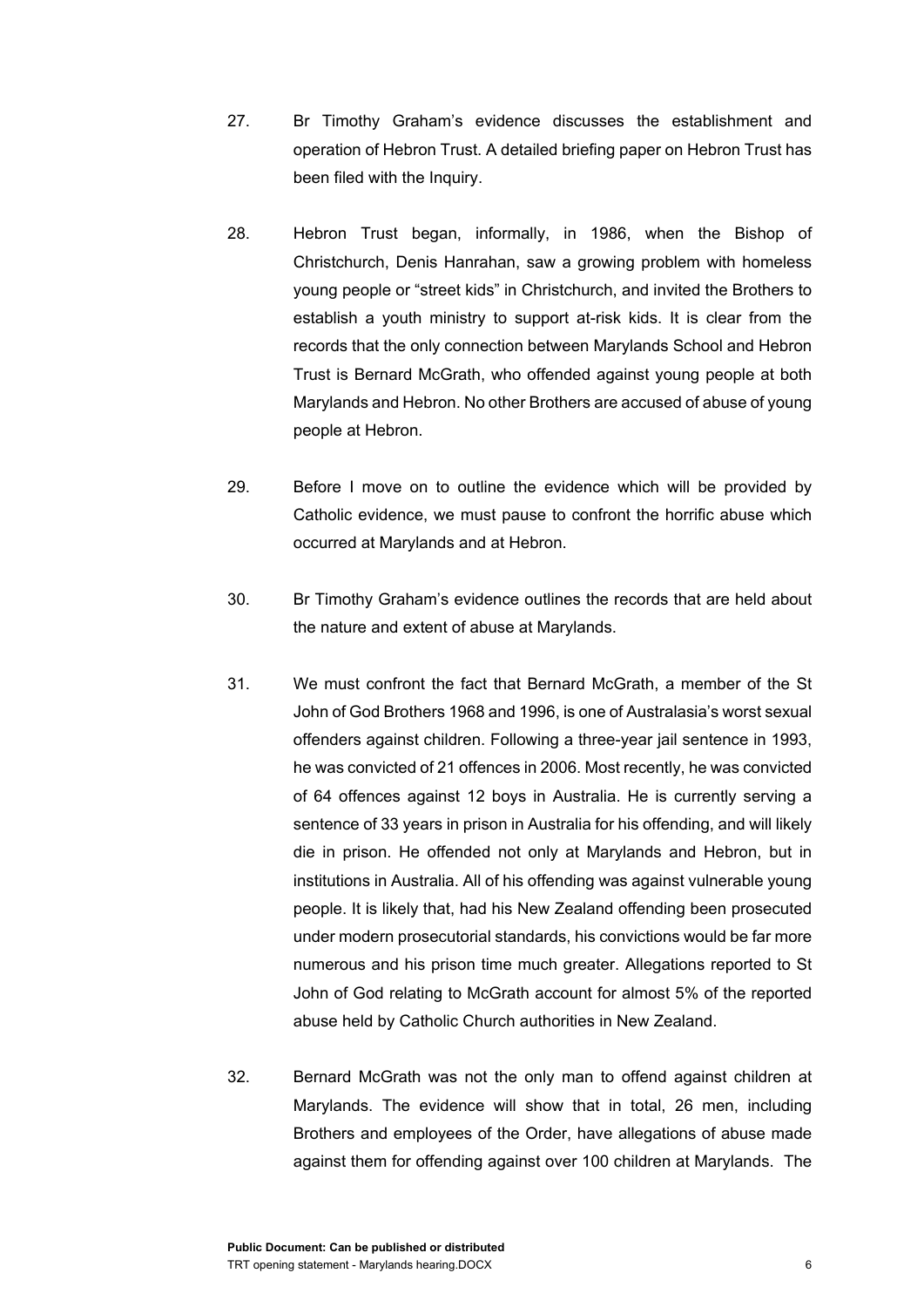27. Br Timothy Graham's evidence discusses the establishment and operation of Hebron Trust. A detailed briefing paper on Hebron Trust has been filed with the Inquiry.

28. Hebron Trust began, informally, in 1986, when the Bishop of Christchurch, Denis Hanrahan, saw a growing problem with homeless young people or "street kids" in Christchurch, and invited the Brothers to establish a youth ministry to support at-risk kids. It is clear from the records that the only connection between Marylands School and Hebron Trust is Bernard McGrath, who offended against young people at both Marylands and Hebron. No other Brothers are accused of abuse of young people at Hebron.

29. Before I move on to outline the evidence which will be provided by Catholic evidence, we must pause to confront the horrific abuse which occurred at Marylands and at Hebron.

30. Br Timothy Graham's evidence outlines the records that are held about the nature and extent of abuse at Marylands.

31. We must confront the fact that Bernard McGrath, a member of the St John of God Brothers 1968 and 1996, is one of Australasia's worst sexual offenders against children. Following a three-year jail sentence in 1993, he was convicted of 21 offences in 2006. Most recently, he was convicted of 64 offences against 12 boys in Australia. He is currently serving a sentence of 33 years in prison in Australia for his offending, and will likely die in prison. He offended not only at Marylands and Hebron, but in institutions in Australia. All of his offending was against vulnerable young people. It is likely that, had his New Zealand offending been prosecuted under modern prosecutorial standards, his convictions would be far more numerous and his prison time much greater. Allegations reported to St John of God relating to McGrath account for almost 5% of the reported abuse held by Catholic Church authorities in New Zealand.

32. Bernard McGrath was not the only man to offend against children at Marylands. The evidence will show that in total, 26 men, including Brothers and employees of the Order, have allegations of abuse made against them for offending against over 100 children at Marylands. The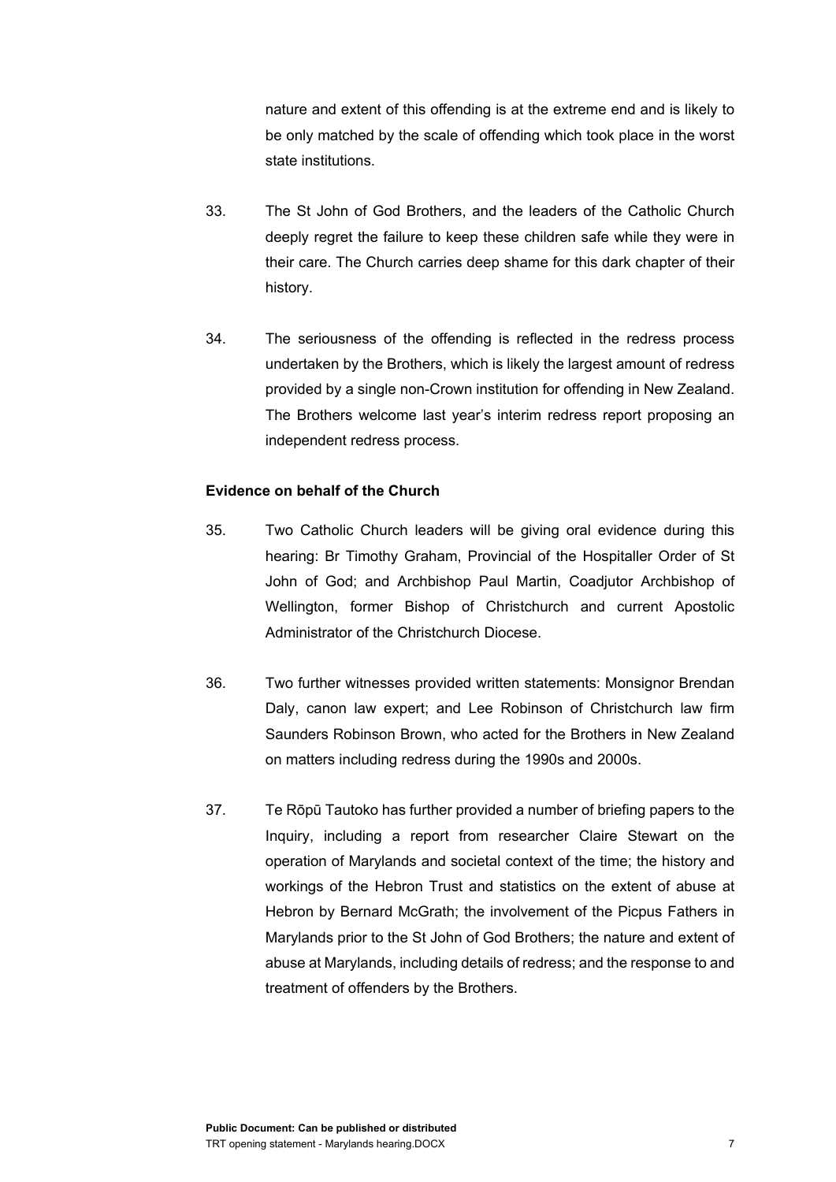nature and extent of this offending is at the extreme end and is likely to be only matched by the scale of offending which took place in the worst state institutions.

33. The St John of God Brothers, and the leaders of the Catholic Church deeply regret the failure to keep these children safe while they were in their care. The Church carries deep shame for this dark chapter of their history.

34. The seriousness of the offending is reflected in the redress process undertaken by the Brothers, which is likely the largest amount of redress provided by a single non-Crown institution for offending in New Zealand. The Brothers welcome last year's interim redress report proposing an independent redress process.

**Evidence on behalf of the Church**

35. Two Catholic Church leaders will be giving oral evidence during this hearing: Br Timothy Graham, Provincial of the Hospitaller Order of St John of God; and Archbishop Paul Martin, Coadjutor Archbishop of Wellington, former Bishop of Christchurch and current Apostolic Administrator of the Christchurch Diocese.

36. Two further witnesses provided written statements: Monsignor Brendan Daly, canon law expert; and Lee Robinson of Christchurch law firm Saunders Robinson Brown, who acted for the Brothers in New Zealand on matters including redress during the 1990s and 2000s.

37. Te Rōpū Tautoko has further provided a number of briefing papers to the Inquiry, including a report from researcher Claire Stewart on the operation of Marylands and societal context of the time; the history and workings of the Hebron Trust and statistics on the extent of abuse at Hebron by Bernard McGrath; the involvement of the Picpus Fathers in Marylands prior to the St John of God Brothers; the nature and extent of abuse at Marylands, including details of redress; and the response to and treatment of offenders by the Brothers.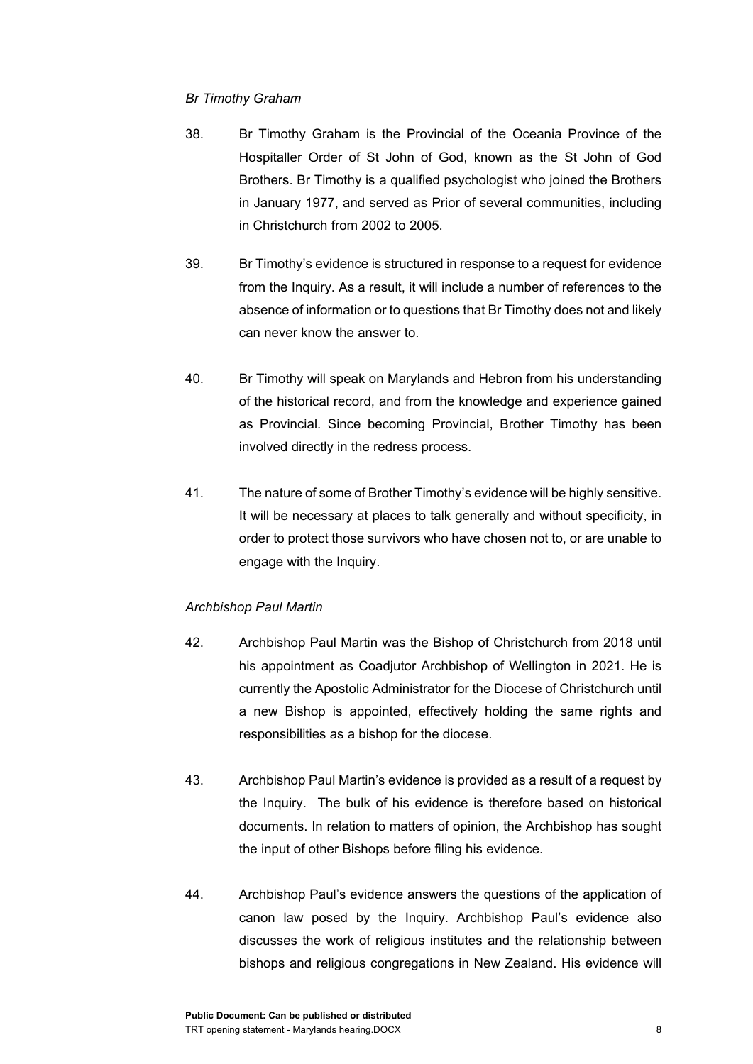*Br Timothy Graham*

38. Br Timothy Graham is the Provincial of the Oceania Province of the Hospitaller Order of St John of God, known as the St John of God Brothers. Br Timothy is a qualified psychologist who joined the Brothers in January 1977, and served as Prior of several communities, including in Christchurch from 2002 to 2005.

39. Br Timothy's evidence is structured in response to a request for evidence from the Inquiry. As a result, it will include a number of references to the absence of information or to questions that Br Timothy does not and likely can never know the answer to.

40. Br Timothy will speak on Marylands and Hebron from his understanding of the historical record, and from the knowledge and experience gained as Provincial. Since becoming Provincial, Brother Timothy has been involved directly in the redress process.

41. The nature of some of Brother Timothy's evidence will be highly sensitive. It will be necessary at places to talk generally and without specificity, in order to protect those survivors who have chosen not to, or are unable to engage with the Inquiry.

*Archbishop Paul Martin*

42. Archbishop Paul Martin was the Bishop of Christchurch from 2018 until his appointment as Coadjutor Archbishop of Wellington in 2021. He is currently the Apostolic Administrator for the Diocese of Christchurch until a new Bishop is appointed, effectively holding the same rights and responsibilities as a bishop for the diocese.

43. Archbishop Paul Martin's evidence is provided as a result of a request by the Inquiry. The bulk of his evidence is therefore based on historical documents. In relation to matters of opinion, the Archbishop has sought the input of other Bishops before filing his evidence.

44. Archbishop Paul's evidence answers the questions of the application of canon law posed by the Inquiry. Archbishop Paul's evidence also discusses the work of religious institutes and the relationship between bishops and religious congregations in New Zealand. His evidence will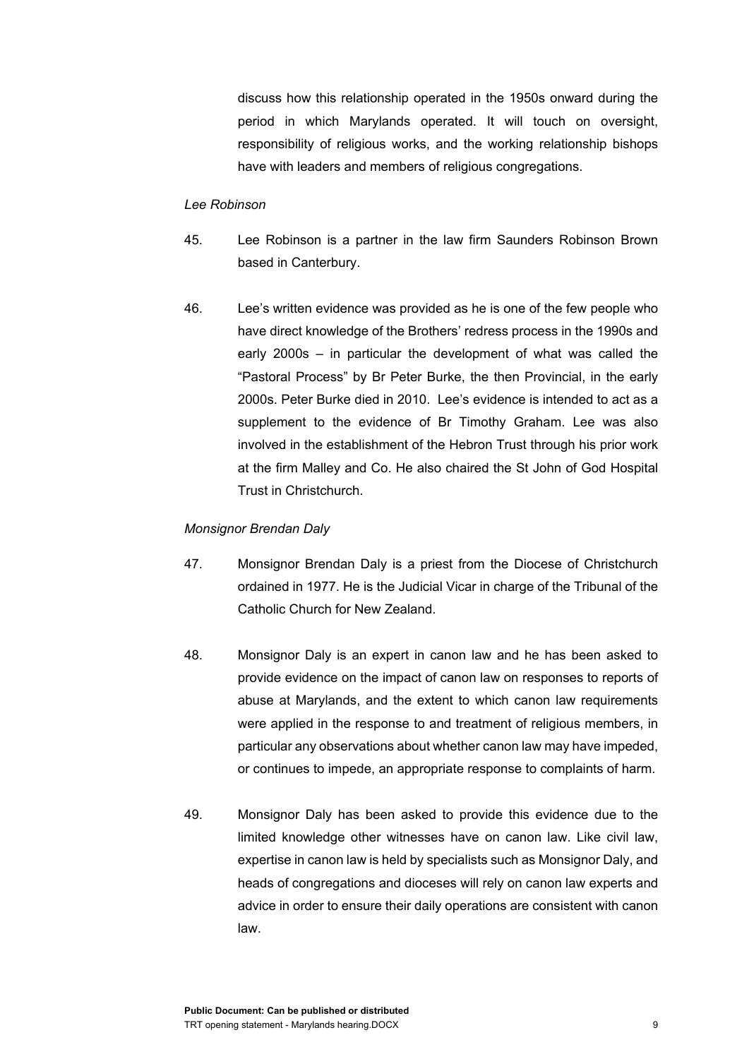discuss how this relationship operated in the 1950s onward during the period in which Marylands operated. It will touch on oversight, responsibility of religious works, and the working relationship bishops have with leaders and members of religious congregations.

*Lee Robinson*

45. Lee Robinson is a partner in the law firm Saunders Robinson Brown based in Canterbury.

46. Lee's written evidence was provided as he is one of the few people who have direct knowledge of the Brothers' redress process in the 1990s and early 2000s – in particular the development of what was called the "Pastoral Process" by Br Peter Burke, the then Provincial, in the early 2000s. Peter Burke died in 2010. Lee's evidence is intended to act as a supplement to the evidence of Br Timothy Graham. Lee was also involved in the establishment of the Hebron Trust through his prior work at the firm Malley and Co. He also chaired the St John of God Hospital Trust in Christchurch.

*Monsignor Brendan Daly*

47. Monsignor Brendan Daly is a priest from the Diocese of Christchurch ordained in 1977. He is the Judicial Vicar in charge of the Tribunal of the Catholic Church for New Zealand.

48. Monsignor Daly is an expert in canon law and he has been asked to provide evidence on the impact of canon law on responses to reports of abuse at Marylands, and the extent to which canon law requirements were applied in the response to and treatment of religious members, in particular any observations about whether canon law may have impeded, or continues to impede, an appropriate response to complaints of harm.

49. Monsignor Daly has been asked to provide this evidence due to the limited knowledge other witnesses have on canon law. Like civil law, expertise in canon law is held by specialists such as Monsignor Daly, and heads of congregations and dioceses will rely on canon law experts and advice in order to ensure their daily operations are consistent with canon law.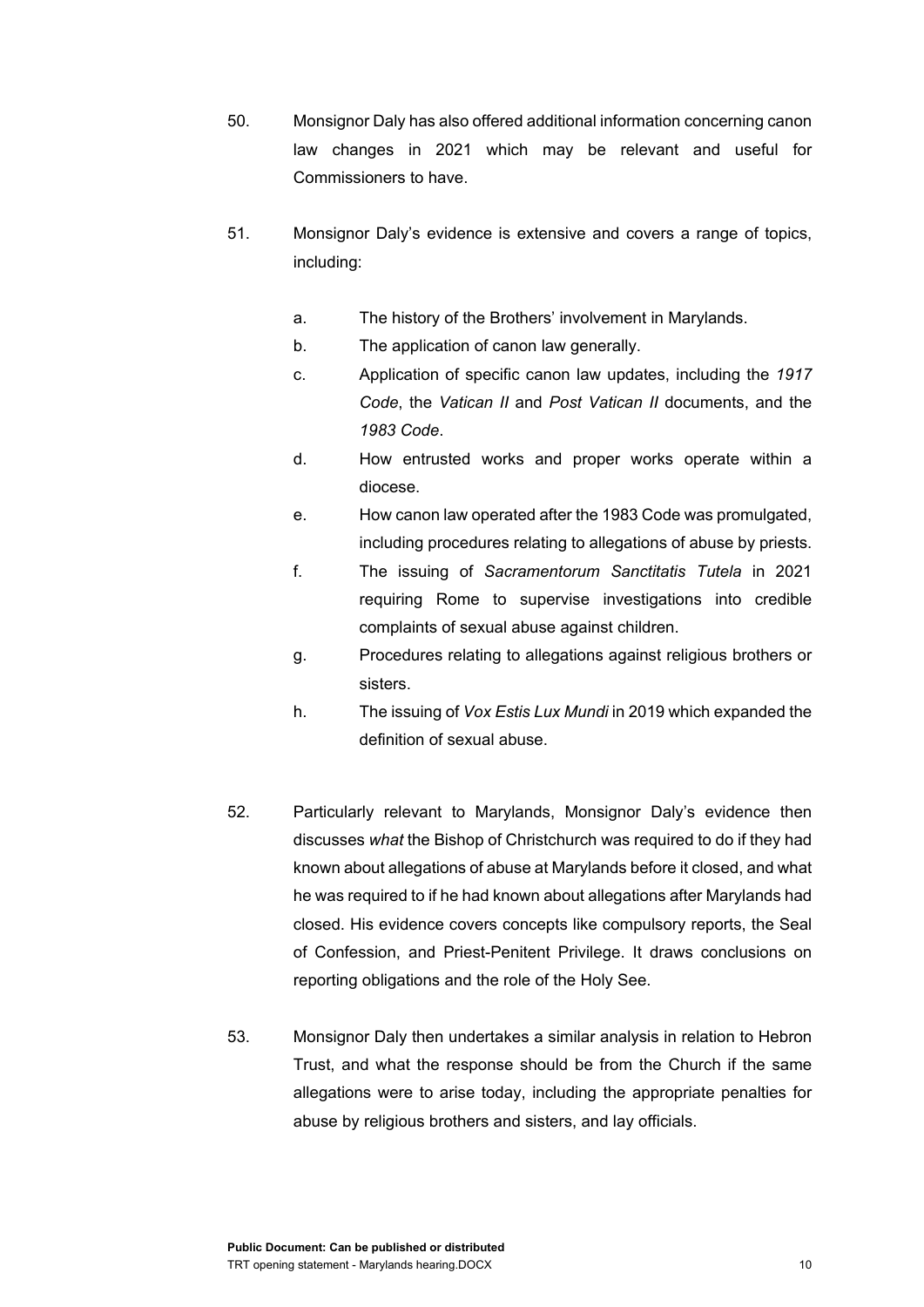50. Monsignor Daly has also offered additional information concerning canon law changes in 2021 which may be relevant and useful for Commissioners to have.

51. Monsignor Daly's evidence is extensive and covers a range of topics, including:

    a. The history of the Brothers' involvement in Marylands.

    b. The application of canon law generally.

    c. Application of specific canon law updates, including the *1917 Code*, the *Vatican II* and *Post Vatican II* documents, and the *1983 Code*.

    d. How entrusted works and proper works operate within a diocese.

    e. How canon law operated after the 1983 Code was promulgated, including procedures relating to allegations of abuse by priests.

    f. The issuing of *Sacramentorum Sanctitatis Tutela* in 2021 requiring Rome to supervise investigations into credible complaints of sexual abuse against children.

    g. Procedures relating to allegations against religious brothers or sisters.

    h. The issuing of *Vox Estis Lux Mundi* in 2019 which expanded the definition of sexual abuse.

52. Particularly relevant to Marylands, Monsignor Daly's evidence then discusses *what* the Bishop of Christchurch was required to do if they had known about allegations of abuse at Marylands before it closed, and what he was required to if he had known about allegations after Marylands had closed. His evidence covers concepts like compulsory reports, the Seal of Confession, and Priest-Penitent Privilege. It draws conclusions on reporting obligations and the role of the Holy See.

53. Monsignor Daly then undertakes a similar analysis in relation to Hebron Trust, and what the response should be from the Church if the same allegations were to arise today, including the appropriate penalties for abuse by religious brothers and sisters, and lay officials.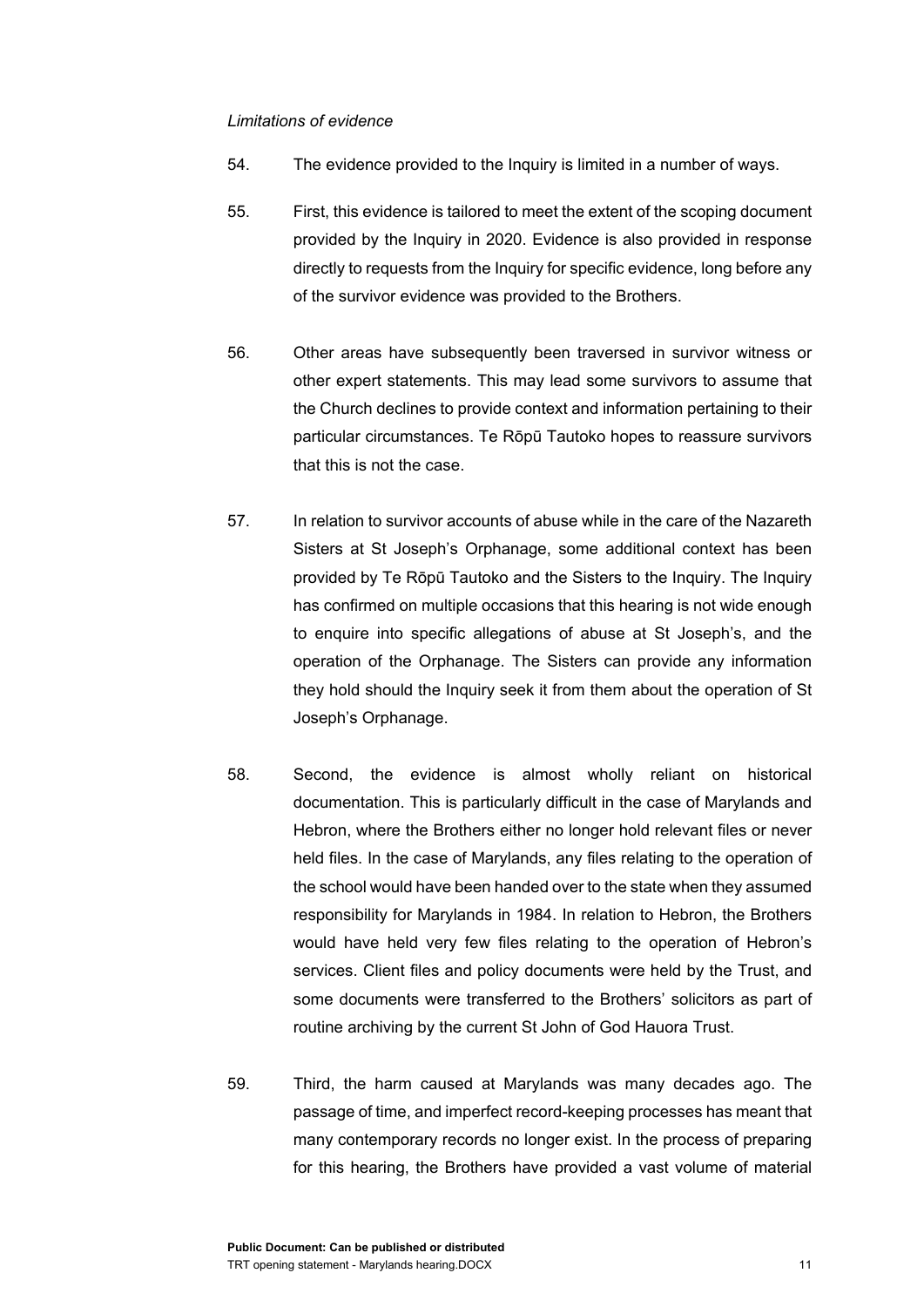*Limitations of evidence*

54. The evidence provided to the Inquiry is limited in a number of ways.

55. First, this evidence is tailored to meet the extent of the scoping document provided by the Inquiry in 2020. Evidence is also provided in response directly to requests from the Inquiry for specific evidence, long before any of the survivor evidence was provided to the Brothers.

56. Other areas have subsequently been traversed in survivor witness or other expert statements. This may lead some survivors to assume that the Church declines to provide context and information pertaining to their particular circumstances. Te Rōpū Tautoko hopes to reassure survivors that this is not the case.

57. In relation to survivor accounts of abuse while in the care of the Nazareth Sisters at St Joseph's Orphanage, some additional context has been provided by Te Rōpū Tautoko and the Sisters to the Inquiry. The Inquiry has confirmed on multiple occasions that this hearing is not wide enough to enquire into specific allegations of abuse at St Joseph's, and the operation of the Orphanage. The Sisters can provide any information they hold should the Inquiry seek it from them about the operation of St Joseph's Orphanage.

58. Second, the evidence is almost wholly reliant on historical documentation. This is particularly difficult in the case of Marylands and Hebron, where the Brothers either no longer hold relevant files or never held files. In the case of Marylands, any files relating to the operation of the school would have been handed over to the state when they assumed responsibility for Marylands in 1984. In relation to Hebron, the Brothers would have held very few files relating to the operation of Hebron's services. Client files and policy documents were held by the Trust, and some documents were transferred to the Brothers' solicitors as part of routine archiving by the current St John of God Hauora Trust.

59. Third, the harm caused at Marylands was many decades ago. The passage of time, and imperfect record-keeping processes has meant that many contemporary records no longer exist. In the process of preparing for this hearing, the Brothers have provided a vast volume of material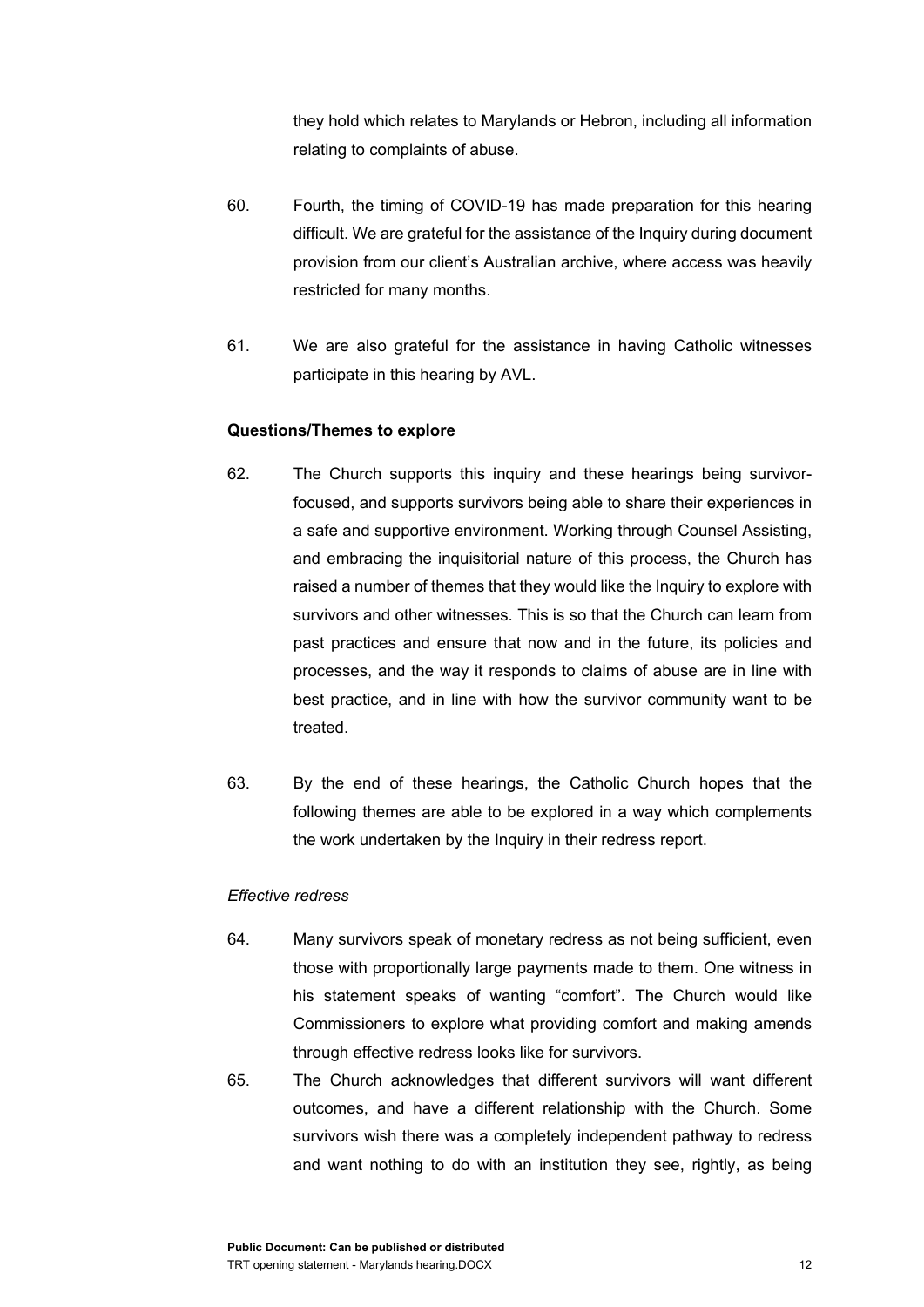they hold which relates to Marylands or Hebron, including all information relating to complaints of abuse.

60. Fourth, the timing of COVID-19 has made preparation for this hearing difficult. We are grateful for the assistance of the Inquiry during document provision from our client's Australian archive, where access was heavily restricted for many months.

61. We are also grateful for the assistance in having Catholic witnesses participate in this hearing by AVL.

**Questions/Themes to explore**

62. The Church supports this inquiry and these hearings being survivor-focused, and supports survivors being able to share their experiences in a safe and supportive environment. Working through Counsel Assisting, and embracing the inquisitorial nature of this process, the Church has raised a number of themes that they would like the Inquiry to explore with survivors and other witnesses. This is so that the Church can learn from past practices and ensure that now and in the future, its policies and processes, and the way it responds to claims of abuse are in line with best practice, and in line with how the survivor community want to be treated.

63. By the end of these hearings, the Catholic Church hopes that the following themes are able to be explored in a way which complements the work undertaken by the Inquiry in their redress report.

*Effective redress*

64. Many survivors speak of monetary redress as not being sufficient, even those with proportionally large payments made to them. One witness in his statement speaks of wanting "comfort". The Church would like Commissioners to explore what providing comfort and making amends through effective redress looks like for survivors.

65. The Church acknowledges that different survivors will want different outcomes, and have a different relationship with the Church. Some survivors wish there was a completely independent pathway to redress and want nothing to do with an institution they see, rightly, as being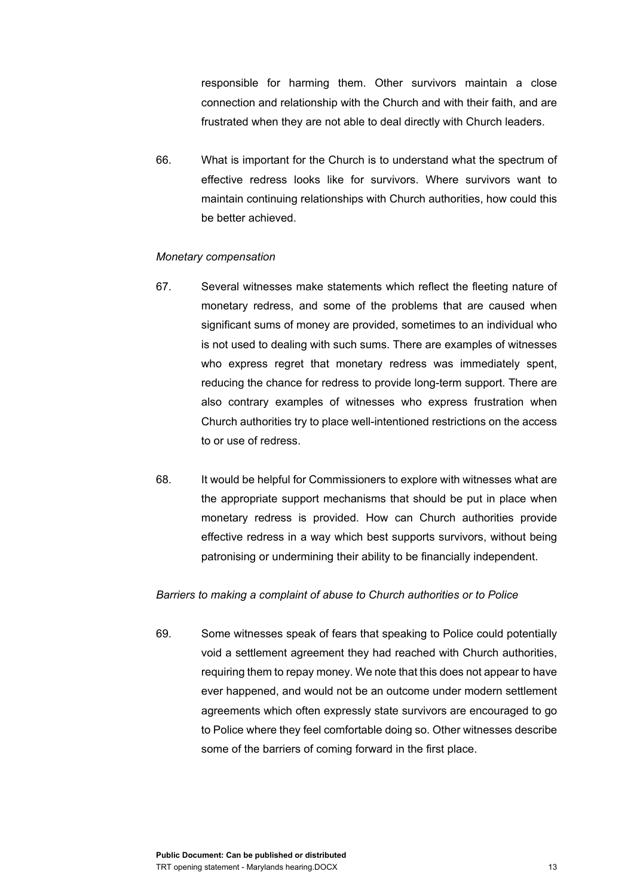responsible for harming them. Other survivors maintain a close connection and relationship with the Church and with their faith, and are frustrated when they are not able to deal directly with Church leaders.

66. What is important for the Church is to understand what the spectrum of effective redress looks like for survivors. Where survivors want to maintain continuing relationships with Church authorities, how could this be better achieved.

*Monetary compensation*

67. Several witnesses make statements which reflect the fleeting nature of monetary redress, and some of the problems that are caused when significant sums of money are provided, sometimes to an individual who is not used to dealing with such sums. There are examples of witnesses who express regret that monetary redress was immediately spent, reducing the chance for redress to provide long-term support. There are also contrary examples of witnesses who express frustration when Church authorities try to place well-intentioned restrictions on the access to or use of redress.

68. It would be helpful for Commissioners to explore with witnesses what are the appropriate support mechanisms that should be put in place when monetary redress is provided. How can Church authorities provide effective redress in a way which best supports survivors, without being patronising or undermining their ability to be financially independent.

*Barriers to making a complaint of abuse to Church authorities or to Police*

69. Some witnesses speak of fears that speaking to Police could potentially void a settlement agreement they had reached with Church authorities, requiring them to repay money. We note that this does not appear to have ever happened, and would not be an outcome under modern settlement agreements which often expressly state survivors are encouraged to go to Police where they feel comfortable doing so. Other witnesses describe some of the barriers of coming forward in the first place.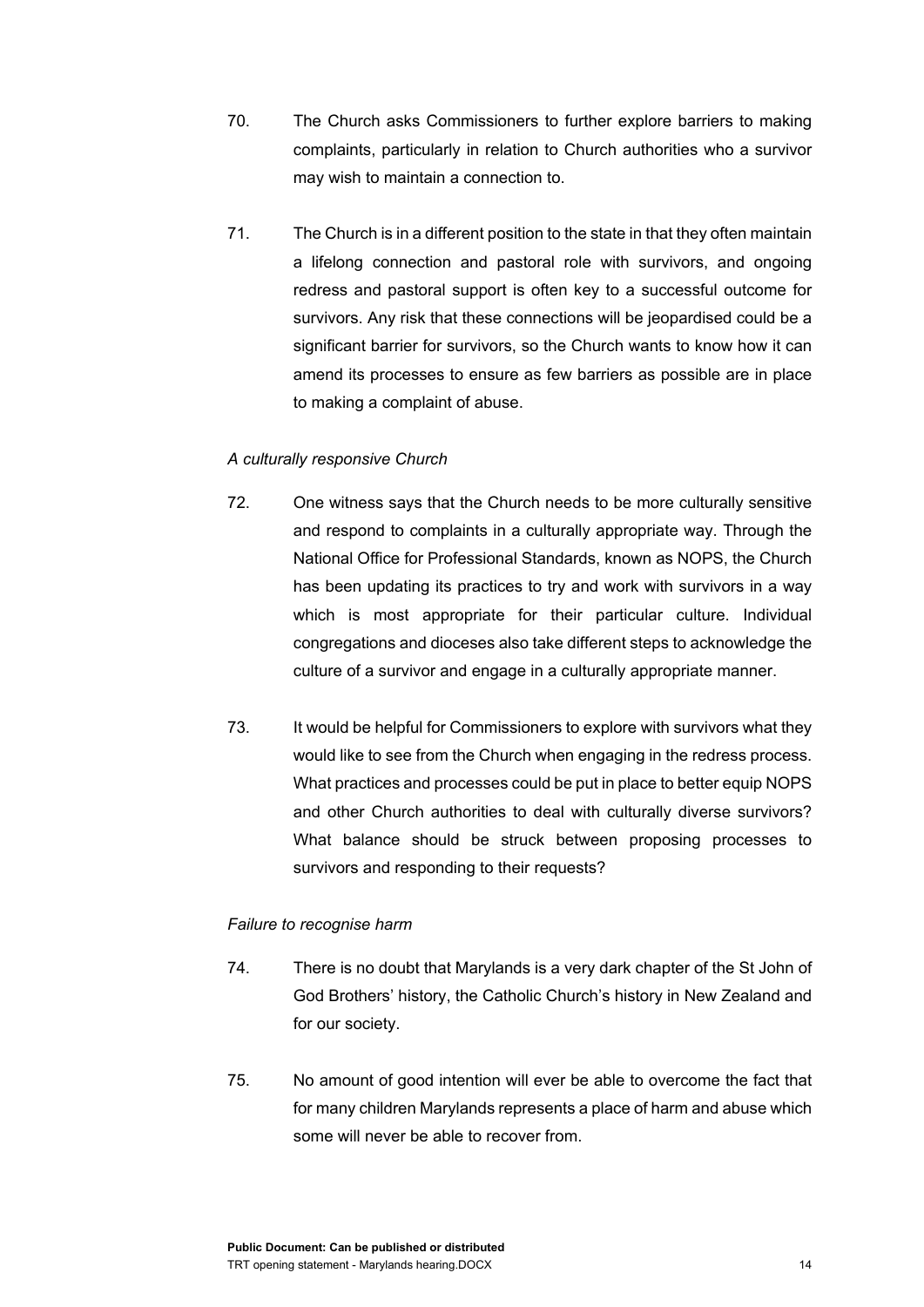70. The Church asks Commissioners to further explore barriers to making complaints, particularly in relation to Church authorities who a survivor may wish to maintain a connection to.

71. The Church is in a different position to the state in that they often maintain a lifelong connection and pastoral role with survivors, and ongoing redress and pastoral support is often key to a successful outcome for survivors. Any risk that these connections will be jeopardised could be a significant barrier for survivors, so the Church wants to know how it can amend its processes to ensure as few barriers as possible are in place to making a complaint of abuse.

*A culturally responsive Church*

72. One witness says that the Church needs to be more culturally sensitive and respond to complaints in a culturally appropriate way. Through the National Office for Professional Standards, known as NOPS, the Church has been updating its practices to try and work with survivors in a way which is most appropriate for their particular culture. Individual congregations and dioceses also take different steps to acknowledge the culture of a survivor and engage in a culturally appropriate manner.

73. It would be helpful for Commissioners to explore with survivors what they would like to see from the Church when engaging in the redress process. What practices and processes could be put in place to better equip NOPS and other Church authorities to deal with culturally diverse survivors? What balance should be struck between proposing processes to survivors and responding to their requests?

*Failure to recognise harm*

74. There is no doubt that Marylands is a very dark chapter of the St John of God Brothers' history, the Catholic Church's history in New Zealand and for our society.

75. No amount of good intention will ever be able to overcome the fact that for many children Marylands represents a place of harm and abuse which some will never be able to recover from.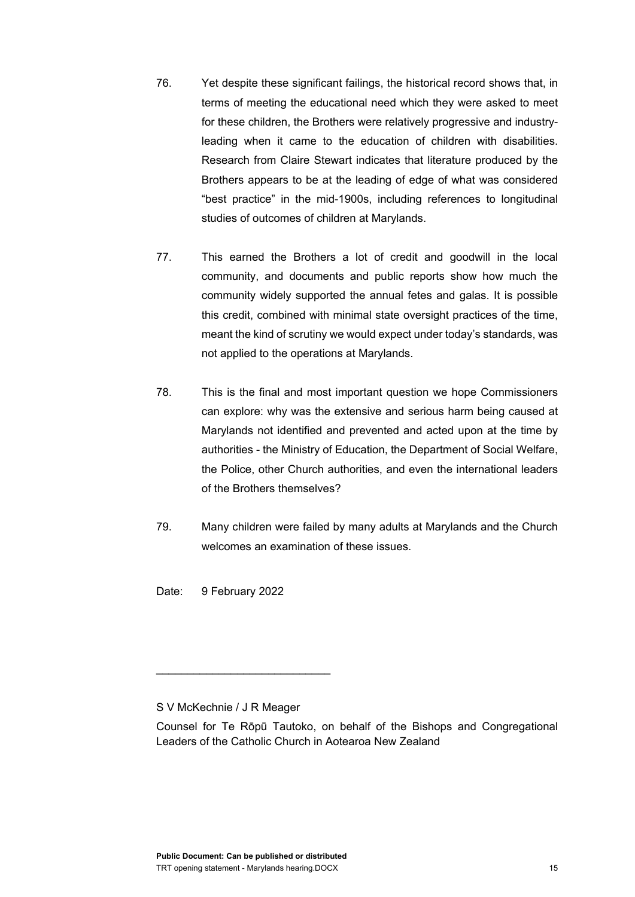76. Yet despite these significant failings, the historical record shows that, in terms of meeting the educational need which they were asked to meet for these children, the Brothers were relatively progressive and industry-leading when it came to the education of children with disabilities. Research from Claire Stewart indicates that literature produced by the Brothers appears to be at the leading of edge of what was considered "best practice" in the mid-1900s, including references to longitudinal studies of outcomes of children at Marylands.

77. This earned the Brothers a lot of credit and goodwill in the local community, and documents and public reports show how much the community widely supported the annual fetes and galas. It is possible this credit, combined with minimal state oversight practices of the time, meant the kind of scrutiny we would expect under today's standards, was not applied to the operations at Marylands.

78. This is the final and most important question we hope Commissioners can explore: why was the extensive and serious harm being caused at Marylands not identified and prevented and acted upon at the time by authorities - the Ministry of Education, the Department of Social Welfare, the Police, other Church authorities, and even the international leaders of the Brothers themselves?

79. Many children were failed by many adults at Marylands and the Church welcomes an examination of these issues.

Date: 9 February 2022

\_\_\_\_\_\_\_\_\_\_\_\_\_\_\_\_\_\_\_\_\_\_\_\_\_\_\_\_

S V McKechnie / J R Meager

Counsel for Te Rōpū Tautoko, on behalf of the Bishops and Congregational Leaders of the Catholic Church in Aotearoa New Zealand